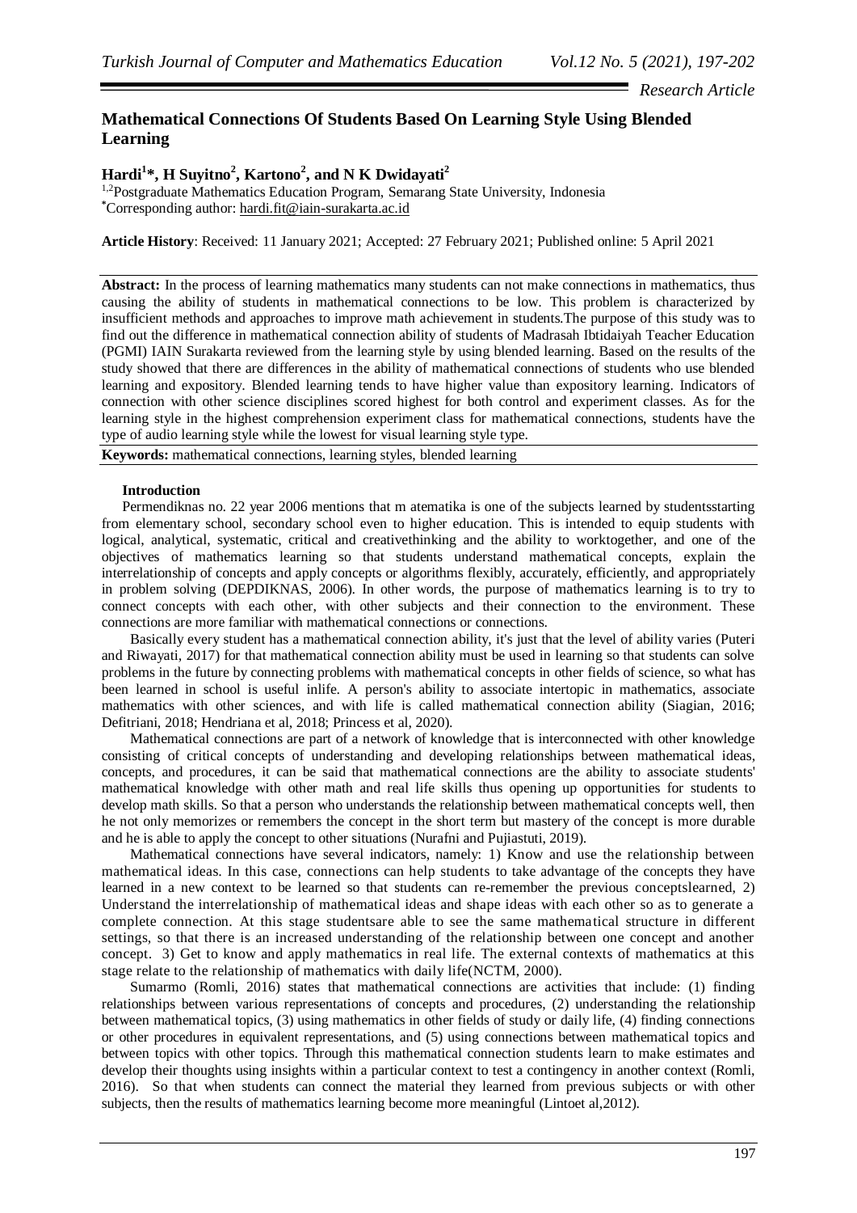*Research Article*

# Mathematical Connections Of Students Based On Learning Style Using Blended Learning

**Hardi[1]\*, H Suyitno[2], Kartono[2], and N K Dwidayati[2]**

[1,2]Postgraduate Mathematics Education Program, Semarang State University, Indonesia
[*]Corresponding author: hardi.fit@iain-surakarta.ac.id

**Article History**: Received: 11 January 2021; Accepted: 27 February 2021; Published online: 5 April 2021

**Abstract:** In the process of learning mathematics many students can not make connections in mathematics, thus causing the ability of students in mathematical connections to be low. This problem is characterized by insufficient methods and approaches to improve math achievement in students.The purpose of this study was to find out the difference in mathematical connection ability of students of Madrasah Ibtidaiyah Teacher Education (PGMI) IAIN Surakarta reviewed from the learning style by using blended learning. Based on the results of the study showed that there are differences in the ability of mathematical connections of students who use blended learning and expository. Blended learning tends to have higher value than expository learning. Indicators of connection with other science disciplines scored highest for both control and experiment classes. As for the learning style in the highest comprehension experiment class for mathematical connections, students have the type of audio learning style while the lowest for visual learning style type.

**Keywords:** mathematical connections, learning styles, blended learning

## Introduction

Permendiknas no. 22 year 2006 mentions that m atematika is one of the subjects learned by studentsstarting from elementary school, secondary school even to higher education. This is intended to equip students with logical, analytical, systematic, critical and creativethinking and the ability to worktogether, and one of the objectives of mathematics learning so that students understand mathematical concepts, explain the interrelationship of concepts and apply concepts or algorithms flexibly, accurately, efficiently, and appropriately in problem solving (DEPDIKNAS, 2006). In other words, the purpose of mathematics learning is to try to connect concepts with each other, with other subjects and their connection to the environment. These connections are more familiar with mathematical connections or connections.

Basically every student has a mathematical connection ability, it's just that the level of ability varies (Puteri and Riwayati, 2017) for that mathematical connection ability must be used in learning so that students can solve problems in the future by connecting problems with mathematical concepts in other fields of science, so what has been learned in school is useful inlife. A person's ability to associate intertopic in mathematics, associate mathematics with other sciences, and with life is called mathematical connection ability (Siagian, 2016; Defitriani, 2018; Hendriana et al, 2018; Princess et al, 2020).

Mathematical connections are part of a network of knowledge that is interconnected with other knowledge consisting of critical concepts of understanding and developing relationships between mathematical ideas, concepts, and procedures, it can be said that mathematical connections are the ability to associate students' mathematical knowledge with other math and real life skills thus opening up opportunities for students to develop math skills. So that a person who understands the relationship between mathematical concepts well, then he not only memorizes or remembers the concept in the short term but mastery of the concept is more durable and he is able to apply the concept to other situations (Nurafni and Pujiastuti, 2019).

Mathematical connections have several indicators, namely: 1) Know and use the relationship between mathematical ideas. In this case, connections can help students to take advantage of the concepts they have learned in a new context to be learned so that students can re-remember the previous conceptslearned, 2) Understand the interrelationship of mathematical ideas and shape ideas with each other so as to generate a complete connection. At this stage studentsare able to see the same mathematical structure in different settings, so that there is an increased understanding of the relationship between one concept and another concept. 3) Get to know and apply mathematics in real life. The external contexts of mathematics at this stage relate to the relationship of mathematics with daily life(NCTM, 2000).

Sumarmo (Romli, 2016) states that mathematical connections are activities that include: (1) finding relationships between various representations of concepts and procedures, (2) understanding the relationship between mathematical topics, (3) using mathematics in other fields of study or daily life, (4) finding connections or other procedures in equivalent representations, and (5) using connections between mathematical topics and between topics with other topics. Through this mathematical connection students learn to make estimates and develop their thoughts using insights within a particular context to test a contingency in another context (Romli, 2016). So that when students can connect the material they learned from previous subjects or with other subjects, then the results of mathematics learning become more meaningful (Lintoet al,2012).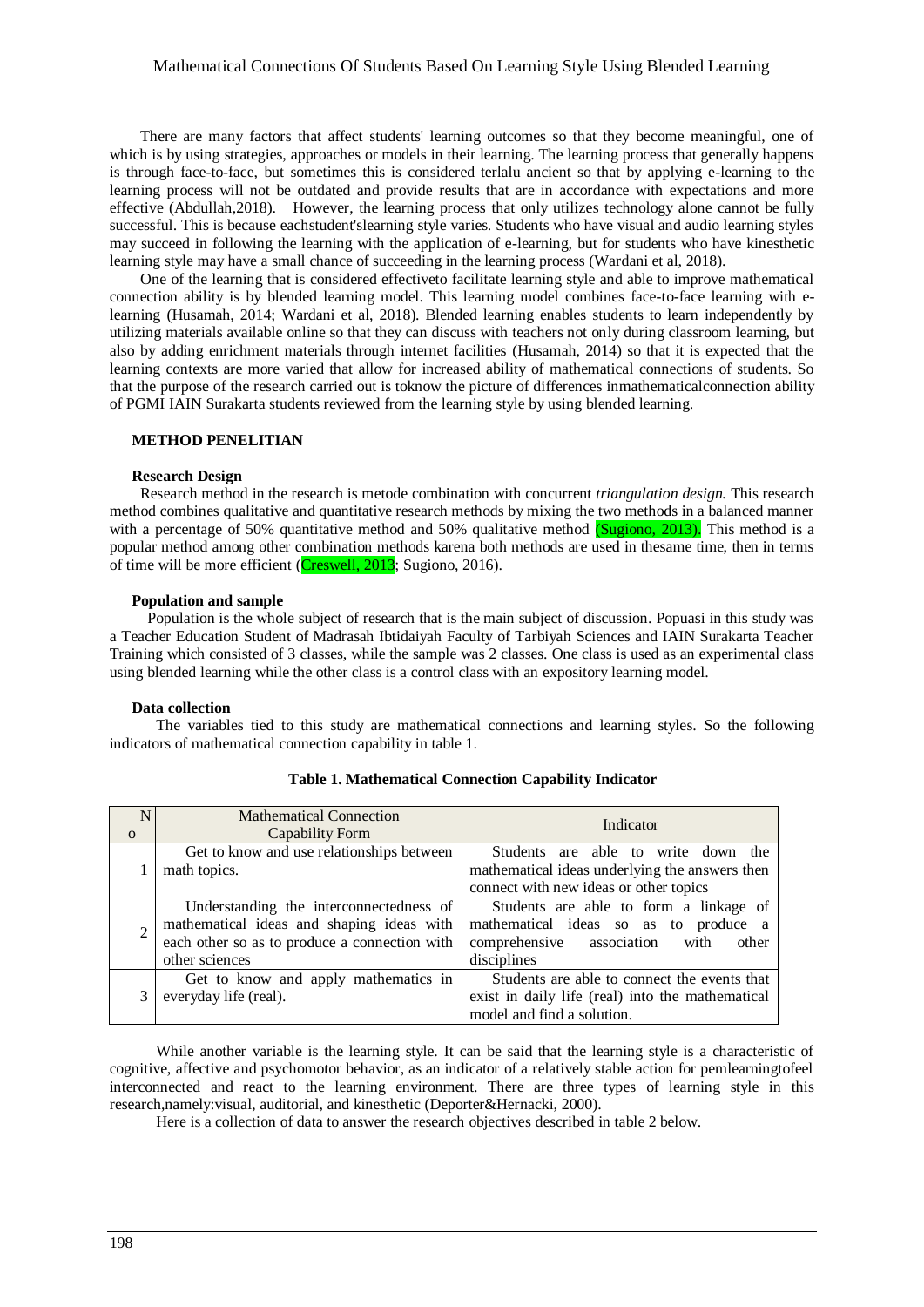There are many factors that affect students' learning outcomes so that they become meaningful, one of which is by using strategies, approaches or models in their learning. The learning process that generally happens is through face-to-face, but sometimes this is considered terlalu ancient so that by applying e-learning to the learning process will not be outdated and provide results that are in accordance with expectations and more effective (Abdullah,2018). However, the learning process that only utilizes technology alone cannot be fully successful. This is because eachstudent'slearning style varies. Students who have visual and audio learning styles may succeed in following the learning with the application of e-learning, but for students who have kinesthetic learning style may have a small chance of succeeding in the learning process (Wardani et al, 2018).

One of the learning that is considered effectiveto facilitate learning style and able to improve mathematical connection ability is by blended learning model. This learning model combines face-to-face learning with e-learning (Husamah, 2014; Wardani et al, 2018). Blended learning enables students to learn independently by utilizing materials available online so that they can discuss with teachers not only during classroom learning, but also by adding enrichment materials through internet facilities (Husamah, 2014) so that it is expected that the learning contexts are more varied that allow for increased ability of mathematical connections of students. So that the purpose of the research carried out is toknow the picture of differences inmathematicalconnection ability of PGMI IAIN Surakarta students reviewed from the learning style by using blended learning.

## METHOD PENELITIAN

### Research Design

Research method in the research is metode combination with concurrent *triangulation design.* This research method combines qualitative and quantitative research methods by mixing the two methods in a balanced manner with a percentage of 50% quantitative method and 50% qualitative method (Sugiono, 2013). This method is a popular method among other combination methods karena both methods are used in thesame time, then in terms of time will be more efficient (Creswell, 2013; Sugiono, 2016).

### Population and sample

Population is the whole subject of research that is the main subject of discussion. Popuasi in this study was a Teacher Education Student of Madrasah Ibtidaiyah Faculty of Tarbiyah Sciences and IAIN Surakarta Teacher Training which consisted of 3 classes, while the sample was 2 classes. One class is used as an experimental class using blended learning while the other class is a control class with an expository learning model.

### Data collection

The variables tied to this study are mathematical connections and learning styles. So the following indicators of mathematical connection capability in table 1.

**Table 1. Mathematical Connection Capability Indicator**

| No | Mathematical Connection Capability Form | Indicator |
|---|---|---|
| 1 | Get to know and use relationships between math topics. | Students are able to write down the mathematical ideas underlying the answers then connect with new ideas or other topics |
| 2 | Understanding the interconnectedness of mathematical ideas and shaping ideas with each other so as to produce a connection with other sciences | Students are able to form a linkage of mathematical ideas so as to produce a comprehensive association with other disciplines |
| 3 | Get to know and apply mathematics in everyday life (real). | Students are able to connect the events that exist in daily life (real) into the mathematical model and find a solution. |

While another variable is the learning style. It can be said that the learning style is a characteristic of cognitive, affective and psychomotor behavior, as an indicator of a relatively stable action for pemlearningtofeel interconnected and react to the learning environment. There are three types of learning style in this research,namely:visual, auditorial, and kinesthetic (Deporter&Hernacki, 2000).

Here is a collection of data to answer the research objectives described in table 2 below.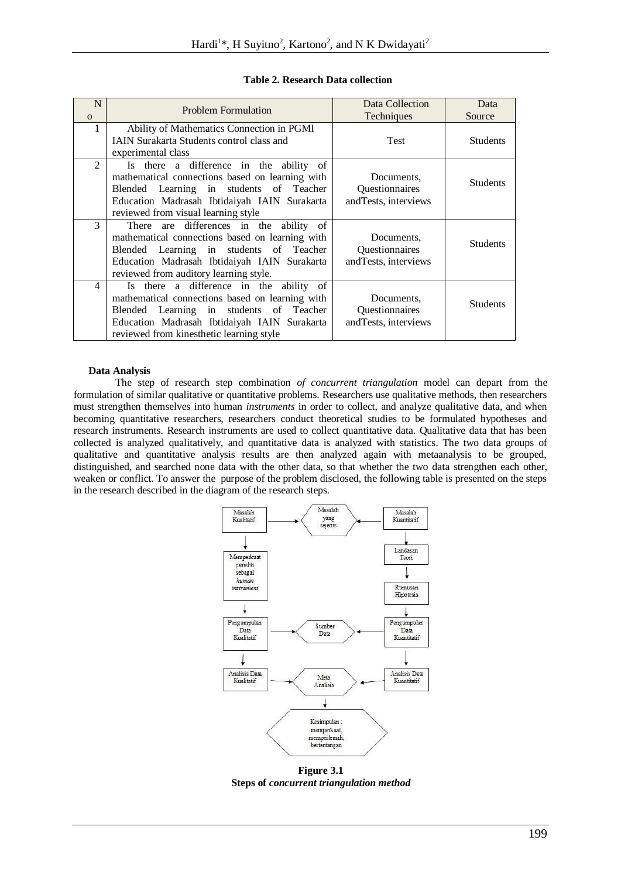**Table 2. Research Data collection**

| No | Problem Formulation | Data Collection Techniques | Data Source |
|---|---|---|---|
| 1 | Ability of Mathematics Connection in PGMI IAIN Surakarta Students control class and experimental class | Test | Students |
| 2 | Is there a difference in the ability of mathematical connections based on learning with Blended Learning in students of Teacher Education Madrasah Ibtidaiyah IAIN Surakarta reviewed from visual learning style | Documents, Questionnaires andTests, interviews | Students |
| 3 | There are differences in the ability of mathematical connections based on learning with Blended Learning in students of Teacher Education Madrasah Ibtidaiyah IAIN Surakarta reviewed from auditory learning style. | Documents, Questionnaires andTests, interviews | Students |
| 4 | Is there a difference in the ability of mathematical connections based on learning with Blended Learning in students of Teacher Education Madrasah Ibtidaiyah IAIN Surakarta reviewed from kinesthetic learning style | Documents, Questionnaires andTests, interviews | Students |

**Data Analysis**

The step of research step combination *of concurrent triangulation* model can depart from the formulation of similar qualitative or quantitative problems. Researchers use qualitative methods, then researchers must strengthen themselves into human *instruments* in order to collect, and analyze qualitative data, and when becoming quantitative researchers, researchers conduct theoretical studies to be formulated hypotheses and research instruments. Research instruments are used to collect quantitative data. Qualitative data that has been collected is analyzed qualitatively, and quantitative data is analyzed with statistics. The two data groups of qualitative and quantitative analysis results are then analyzed again with metaanalysis to be grouped, distinguished, and searched none data with the other data, so that whether the two data strengthen each other, weaken or conflict. To answer the purpose of the problem disclosed, the following table is presented on the steps in the research described in the diagram of the research steps.

Masalah Kualitatif → Masalah yang sejenis ← Masalah Kuantitatif

Memperkuat peneliti sebagai *human instrument*

Landasan Teori

Rumusan Hipotesis

Pengumpulan Data Kualitatif → Sumber Data ← Pengumpulan Data Kuantitatif

Analisis Data Kualitatif → Meta Analisis ← Analisis Data Kuantitatif

Kesimpulan : memperkuat, memperlemah, bertentangan

**Figure 3.1**
**Steps of *concurrent triangulation method***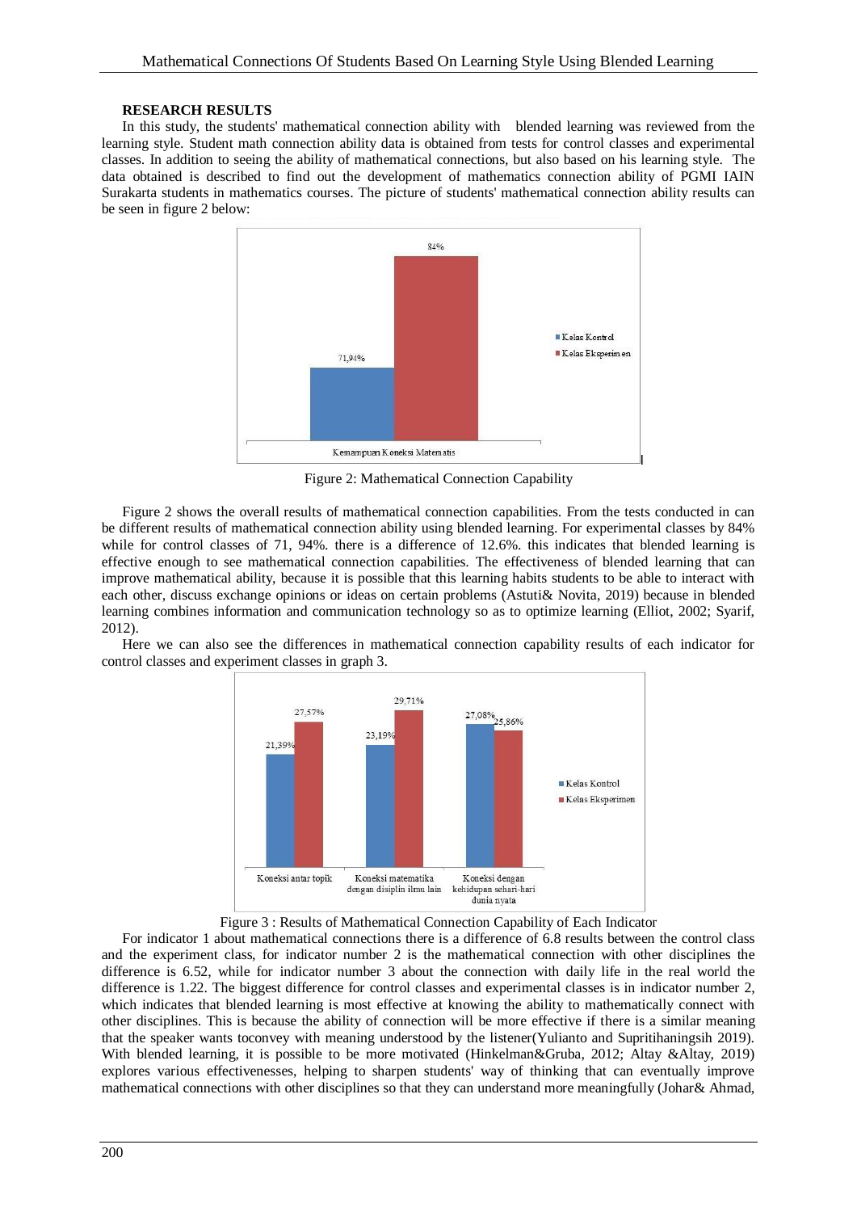**RESEARCH RESULTS**

In this study, the students' mathematical connection ability with blended learning was reviewed from the learning style. Student math connection ability data is obtained from tests for control classes and experimental classes. In addition to seeing the ability of mathematical connections, but also based on his learning style. The data obtained is described to find out the development of mathematics connection ability of PGMI IAIN Surakarta students in mathematics courses. The picture of students' mathematical connection ability results can be seen in figure 2 below:

Figure 2: Mathematical Connection Capability

Figure 2 shows the overall results of mathematical connection capabilities. From the tests conducted in can be different results of mathematical connection ability using blended learning. For experimental classes by 84% while for control classes of 71, 94%. there is a difference of 12.6%. this indicates that blended learning is effective enough to see mathematical connection capabilities. The effectiveness of blended learning that can improve mathematical ability, because it is possible that this learning habits students to be able to interact with each other, discuss exchange opinions or ideas on certain problems (Astuti& Novita, 2019) because in blended learning combines information and communication technology so as to optimize learning (Elliot, 2002; Syarif, 2012).

Here we can also see the differences in mathematical connection capability results of each indicator for control classes and experiment classes in graph 3.

Figure 3 : Results of Mathematical Connection Capability of Each Indicator

For indicator 1 about mathematical connections there is a difference of 6.8 results between the control class and the experiment class, for indicator number 2 is the mathematical connection with other disciplines the difference is 6.52, while for indicator number 3 about the connection with daily life in the real world the difference is 1.22. The biggest difference for control classes and experimental classes is in indicator number 2, which indicates that blended learning is most effective at knowing the ability to mathematically connect with other disciplines. This is because the ability of connection will be more effective if there is a similar meaning that the speaker wants toconvey with meaning understood by the listener(Yulianto and Supritihaningsih 2019). With blended learning, it is possible to be more motivated (Hinkelman&Gruba, 2012; Altay &Altay, 2019) explores various effectivenesses, helping to sharpen students' way of thinking that can eventually improve mathematical connections with other disciplines so that they can understand more meaningfully (Johar& Ahmad,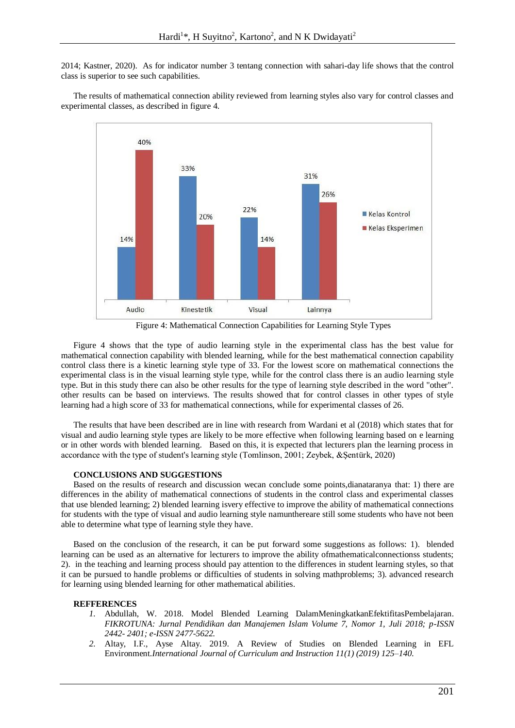2014; Kastner, 2020). As for indicator number 3 tentang connection with sahari-day life shows that the control class is superior to see such capabilities.

The results of mathematical connection ability reviewed from learning styles also vary for control classes and experimental classes, as described in figure 4.

Figure 4: Mathematical Connection Capabilities for Learning Style Types

Figure 4 shows that the type of audio learning style in the experimental class has the best value for mathematical connection capability with blended learning, while for the best mathematical connection capability control class there is a kinetic learning style type of 33. For the lowest score on mathematical connections the experimental class is in the visual learning style type, while for the control class there is an audio learning style type. But in this study there can also be other results for the type of learning style described in the word "other". other results can be based on interviews. The results showed that for control classes in other types of style learning had a high score of 33 for mathematical connections, while for experimental classes of 26.

The results that have been described are in line with research from Wardani et al (2018) which states that for visual and audio learning style types are likely to be more effective when following learning based on e learning or in other words with blended learning. Based on this, it is expected that lecturers plan the learning process in accordance with the type of student's learning style (Tomlinson, 2001; Zeybek, &Şentürk, 2020)

## CONCLUSIONS AND SUGGESTIONS

Based on the results of research and discussion wecan conclude some points,dianataranya that: 1) there are differences in the ability of mathematical connections of students in the control class and experimental classes that use blended learning; 2) blended learning isvery effective to improve the ability of mathematical connections for students with the type of visual and audio learning style namunthereare still some students who have not been able to determine what type of learning style they have.

Based on the conclusion of the research, it can be put forward some suggestions as follows: 1). blended learning can be used as an alternative for lecturers to improve the ability ofmathematicalconnectionss students; 2). in the teaching and learning process should pay attention to the differences in student learning styles, so that it can be pursued to handle problems or difficulties of students in solving mathproblems; 3). advanced research for learning using blended learning for other mathematical abilities.

## REFFERENCES

1. Abdullah, W. 2018. Model Blended Learning DalamMeningkatkanEfektifitasPembelajaran. *FIKROTUNA: Jurnal Pendidikan dan Manajemen Islam Volume 7, Nomor 1, Juli 2018; p-ISSN 2442- 2401; e-ISSN 2477-5622.*
2. Altay, I.F., Ayse Altay. 2019. A Review of Studies on Blended Learning in EFL Environment.*International Journal of Curriculum and Instruction 11(1) (2019) 125–140.*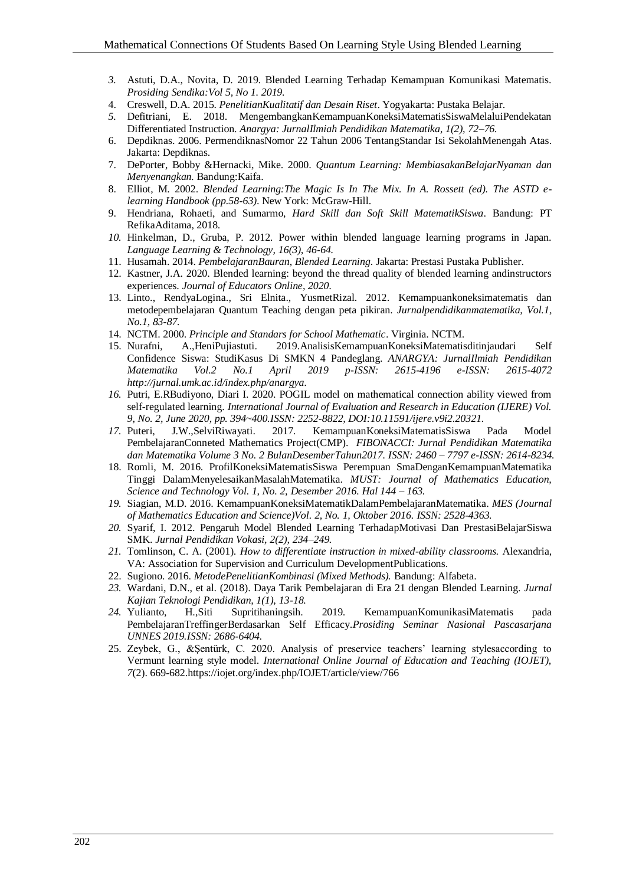3. Astuti, D.A., Novita, D. 2019. Blended Learning Terhadap Kemampuan Komunikasi Matematis. *Prosiding Sendika:Vol 5, No 1. 2019.*
4. Creswell, D.A. 2015. *PenelitianKualitatif dan Desain Riset*. Yogyakarta: Pustaka Belajar.
5. Defitriani, E. 2018. MengembangkanKemampuanKoneksiMatematisSiswaMelaluiPendekatan Differentiated Instruction. *Anargya: JurnalIlmiah Pendidikan Matematika, 1(2), 72–76.*
6. Depdiknas. 2006. PermendiknasNomor 22 Tahun 2006 TentangStandar Isi SekolahMenengah Atas. Jakarta: Depdiknas.
7. DePorter, Bobby &Hernacki, Mike. 2000. *Quantum Learning: MembiasakanBelajarNyaman dan Menyenangkan.* Bandung:Kaifa.
8. Elliot, M. 2002. *Blended Learning:The Magic Is In The Mix. In A. Rossett (ed). The ASTD e-learning Handbook (pp.58-63)*. New York: McGraw-Hill.
9. Hendriana, Rohaeti, and Sumarmo, *Hard Skill dan Soft Skill MatematikSiswa*. Bandung: PT RefikaAditama, 2018.
10. Hinkelman, D., Gruba, P. 2012. Power within blended language learning programs in Japan. *Language Learning & Technology, 16(3), 46-64.*
11. Husamah. 2014. *PembelajaranBauran, Blended Learning*. Jakarta: Prestasi Pustaka Publisher.
12. Kastner, J.A. 2020. Blended learning: beyond the thread quality of blended learning andinstructors experiences. *Journal of Educators Online, 2020.*
13. Linto., RendyaLogina., Sri Elnita., YusmetRizal. 2012. Kemampuankoneksimatematis dan metodepembelajaran Quantum Teaching dengan peta pikiran. *Jurnalpendidikanmatematika, Vol.1, No.1, 83-87.*
14. NCTM. 2000. *Principle and Standars for School Mathematic*. Virginia. NCTM.
15. Nurafni, A.,HeniPujiastuti. 2019.AnalisisKemampuanKoneksiMatematisditinjaudari Self Confidence Siswa: StudiKasus Di SMKN 4 Pandeglang. *ANARGYA: JurnalIlmiah Pendidikan Matematika Vol.2 No.1 April 2019 p-ISSN: 2615-4196 e-ISSN: 2615-4072 http://jurnal.umk.ac.id/index.php/anargya.*
16. Putri, E.RBudiyono, Diari I. 2020. POGIL model on mathematical connection ability viewed from self-regulated learning. *International Journal of Evaluation and Research in Education (IJERE) Vol. 9, No. 2, June 2020, pp. 394~400.ISSN: 2252-8822, DOI:10.11591/ijere.v9i2.20321.*
17. Puteri, J.W.,SelviRiwayati. 2017. KemampuanKoneksiMatematisSiswa Pada Model PembelajaranConneted Mathematics Project(CMP). *FIBONACCI: Jurnal Pendidikan Matematika dan Matematika Volume 3 No. 2 BulanDesemberTahun2017. ISSN: 2460 – 7797 e-ISSN: 2614-8234.*
18. Romli, M. 2016. ProfilKoneksiMatematisSiswa Perempuan SmaDenganKemampuanMatematika Tinggi DalamMenyelesaikanMasalahMatematika. *MUST: Journal of Mathematics Education, Science and Technology Vol. 1, No. 2, Desember 2016. Hal 144 – 163.*
19. Siagian, M.D. 2016. KemampuanKoneksiMatematikDalamPembelajaranMatematika. *MES (Journal of Mathematics Education and Science)Vol. 2, No. 1, Oktober 2016. ISSN: 2528-4363.*
20. Syarif, I. 2012. Pengaruh Model Blended Learning TerhadapMotivasi Dan PrestasiBelajarSiswa SMK. *Jurnal Pendidikan Vokasi, 2(2), 234–249.*
21. Tomlinson, C. A. (2001). *How to differentiate instruction in mixed-ability classrooms.* Alexandria, VA: Association for Supervision and Curriculum DevelopmentPublications.
22. Sugiono. 2016. *MetodePenelitianKombinasi (Mixed Methods).* Bandung: Alfabeta.
23. Wardani, D.N., et al. (2018). Daya Tarik Pembelajaran di Era 21 dengan Blended Learning. *Jurnal Kajian Teknologi Pendidikan, 1(1), 13-18.*
24. Yulianto, H.,Siti Supritihaningsih. 2019. KemampuanKomunikasiMatematis pada PembelajaranTreffingerBerdasarkan Self Efficacy.*Prosiding Seminar Nasional Pascasarjana UNNES 2019.ISSN: 2686-6404.*
25. Zeybek, G., &Şentürk, C. 2020. Analysis of preservice teachers' learning stylesaccording to Vermunt learning style model. *International Online Journal of Education and Teaching (IOJET), 7*(2). 669-682.https://iojet.org/index.php/IOJET/article/view/766